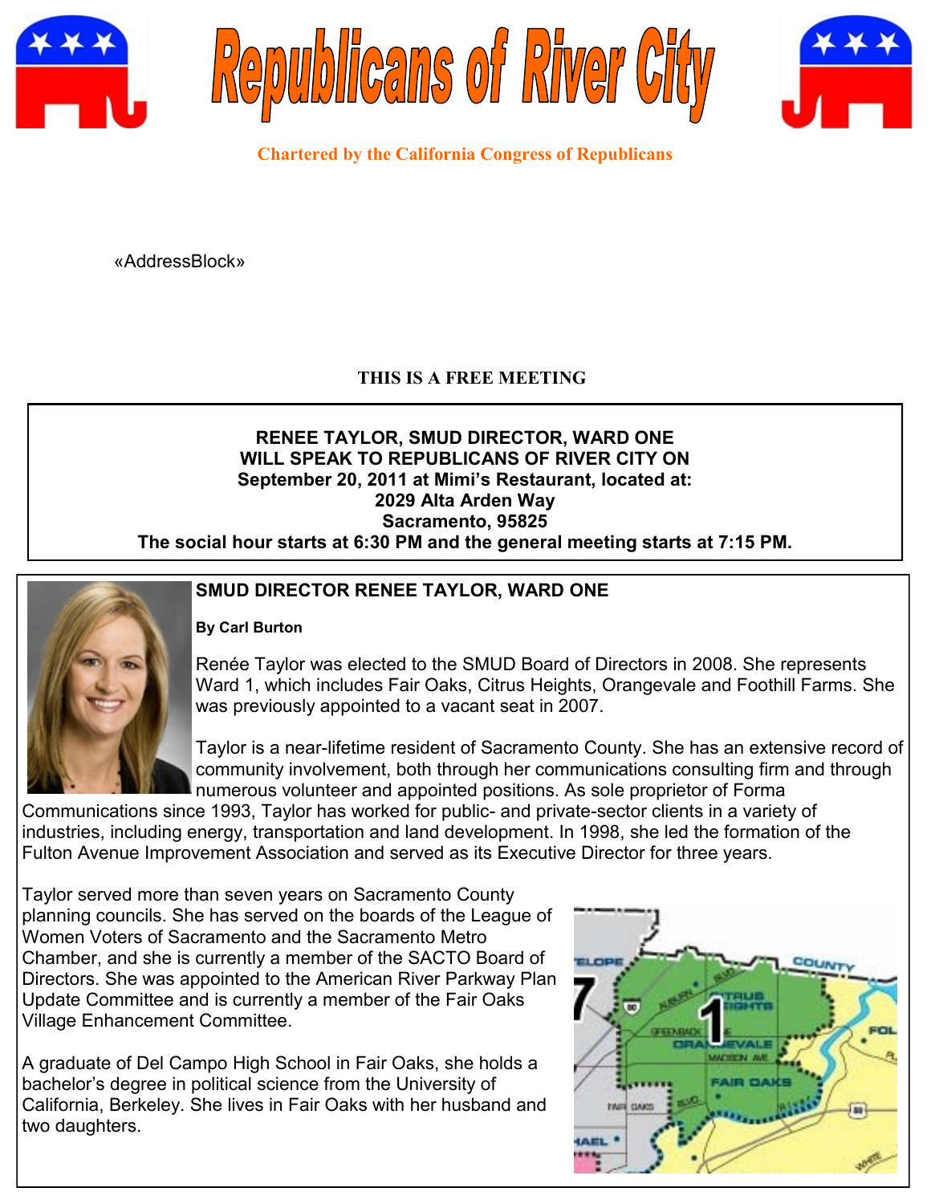# Republicans of River City

**Chartered by the California Congress of Republicans**

«AddressBlock»

**THIS IS A FREE MEETING**

**RENEE TAYLOR, SMUD DIRECTOR, WARD ONE**
**WILL SPEAK TO REPUBLICANS OF RIVER CITY ON**
**September 20, 2011 at Mimi's Restaurant, located at:**
**2029 Alta Arden Way**
**Sacramento, 95825**
**The social hour starts at 6:30 PM and the general meeting starts at 7:15 PM.**

## SMUD DIRECTOR RENEE TAYLOR, WARD ONE

**By Carl Burton**

Renée Taylor was elected to the SMUD Board of Directors in 2008. She represents Ward 1, which includes Fair Oaks, Citrus Heights, Orangevale and Foothill Farms. She was previously appointed to a vacant seat in 2007.

Taylor is a near-lifetime resident of Sacramento County. She has an extensive record of community involvement, both through her communications consulting firm and through numerous volunteer and appointed positions. As sole proprietor of Forma Communications since 1993, Taylor has worked for public- and private-sector clients in a variety of industries, including energy, transportation and land development. In 1998, she led the formation of the Fulton Avenue Improvement Association and served as its Executive Director for three years.

Taylor served more than seven years on Sacramento County planning councils. She has served on the boards of the League of Women Voters of Sacramento and the Sacramento Metro Chamber, and she is currently a member of the SACTO Board of Directors. She was appointed to the American River Parkway Plan Update Committee and is currently a member of the Fair Oaks Village Enhancement Committee.

A graduate of Del Campo High School in Fair Oaks, she holds a bachelor's degree in political science from the University of California, Berkeley. She lives in Fair Oaks with her husband and two daughters.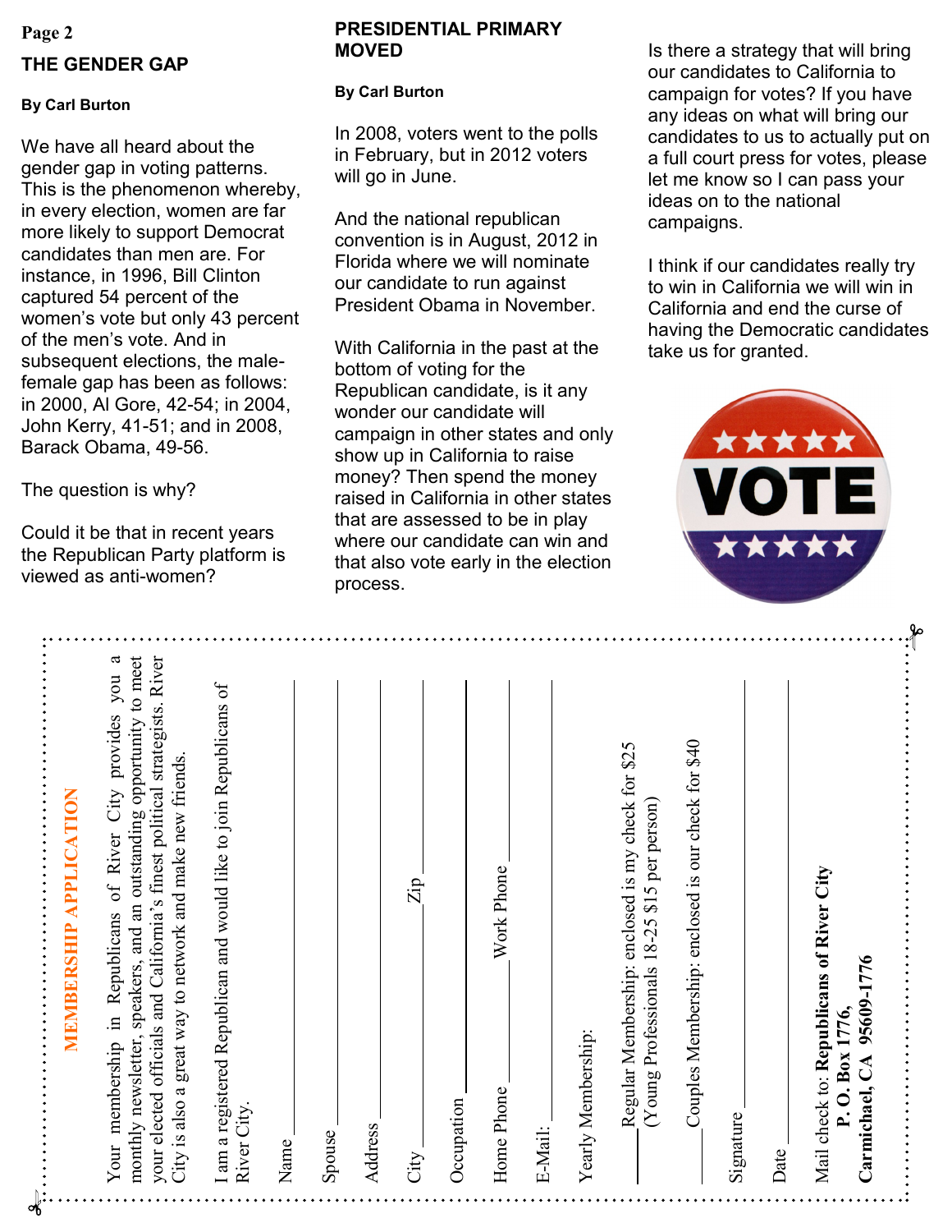## THE GENDER GAP

**By Carl Burton**

We have all heard about the gender gap in voting patterns. This is the phenomenon whereby, in every election, women are far more likely to support Democrat candidates than men are. For instance, in 1996, Bill Clinton captured 54 percent of the women's vote but only 43 percent of the men's vote. And in subsequent elections, the male-female gap has been as follows: in 2000, Al Gore, 42-54; in 2004, John Kerry, 41-51; and in 2008, Barack Obama, 49-56.

The question is why?

Could it be that in recent years the Republican Party platform is viewed as anti-women?

## PRESIDENTIAL PRIMARY MOVED

**By Carl Burton**

In 2008, voters went to the polls in February, but in 2012 voters will go in June.

And the national republican convention is in August, 2012 in Florida where we will nominate our candidate to run against President Obama in November.

With California in the past at the bottom of voting for the Republican candidate, is it any wonder our candidate will campaign in other states and only show up in California to raise money? Then spend the money raised in California in other states that are assessed to be in play where our candidate can win and that also vote early in the election process.

Is there a strategy that will bring our candidates to California to campaign for votes? If you have any ideas on what will bring our candidates to us to actually put on a full court press for votes, please let me know so I can pass your ideas on to the national campaigns.

I think if our candidates really try to win in California we will win in California and end the curse of having the Democratic candidates take us for granted.

VOTE

## MEMBERSHIP APPLICATION

Your membership in Republicans of River City provides you a monthly newsletter, speakers, and an outstanding opportunity to meet your elected officials and California's finest political strategists. River City is also a great way to network and make new friends.

I am a registered Republican and would like to join Republicans of River City.

Name ____________________

Spouse ____________________

Address ____________________

City ____________ Zip ____________

Occupation ____________________

Home Phone ____________ Work Phone ____________

E-Mail: ____________________

Yearly Membership:

____ Regular Membership: enclosed is my check for $25 (Young Professionals 18-25 $15 per person)

____ Couples Membership: enclosed is our check for $40

Signature ____________________

Date ____________________

Mail check to: **Republicans of River City**
**P. O. Box 1776,**
**Carmichael, CA 95609-1776**